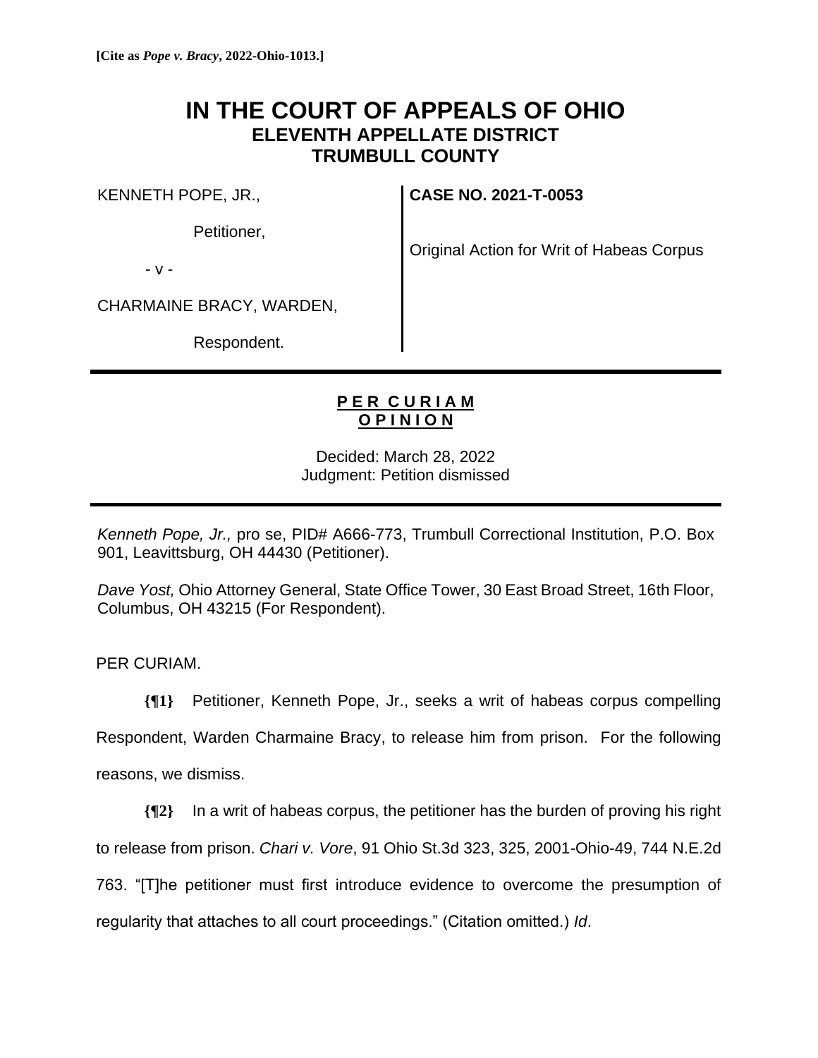**[Cite as *Pope v. Bracy*, 2022-Ohio-1013.]**

# IN THE COURT OF APPEALS OF OHIO
## ELEVENTH APPELLATE DISTRICT
## TRUMBULL COUNTY

| | |
|---|---|
| KENNETH POPE, JR.,<br><br>Petitioner,<br><br>- v -<br><br>CHARMAINE BRACY, WARDEN,<br><br>Respondent. | **CASE NO. 2021-T-0053**<br><br>Original Action for Writ of Habeas Corpus |

---

**P E R C U R I A M**
**O P I N I O N**

Decided: March 28, 2022
Judgment: Petition dismissed

---

*Kenneth Pope, Jr.,* pro se, PID# A666-773, Trumbull Correctional Institution, P.O. Box 901, Leavittsburg, OH 44430 (Petitioner).

*Dave Yost,* Ohio Attorney General, State Office Tower, 30 East Broad Street, 16th Floor, Columbus, OH 43215 (For Respondent).

PER CURIAM.

**{¶1}** Petitioner, Kenneth Pope, Jr., seeks a writ of habeas corpus compelling Respondent, Warden Charmaine Bracy, to release him from prison. For the following reasons, we dismiss.

**{¶2}** In a writ of habeas corpus, the petitioner has the burden of proving his right to release from prison. *Chari v. Vore*, 91 Ohio St.3d 323, 325, 2001-Ohio-49, 744 N.E.2d 763. "[T]he petitioner must first introduce evidence to overcome the presumption of regularity that attaches to all court proceedings." (Citation omitted.) *Id*.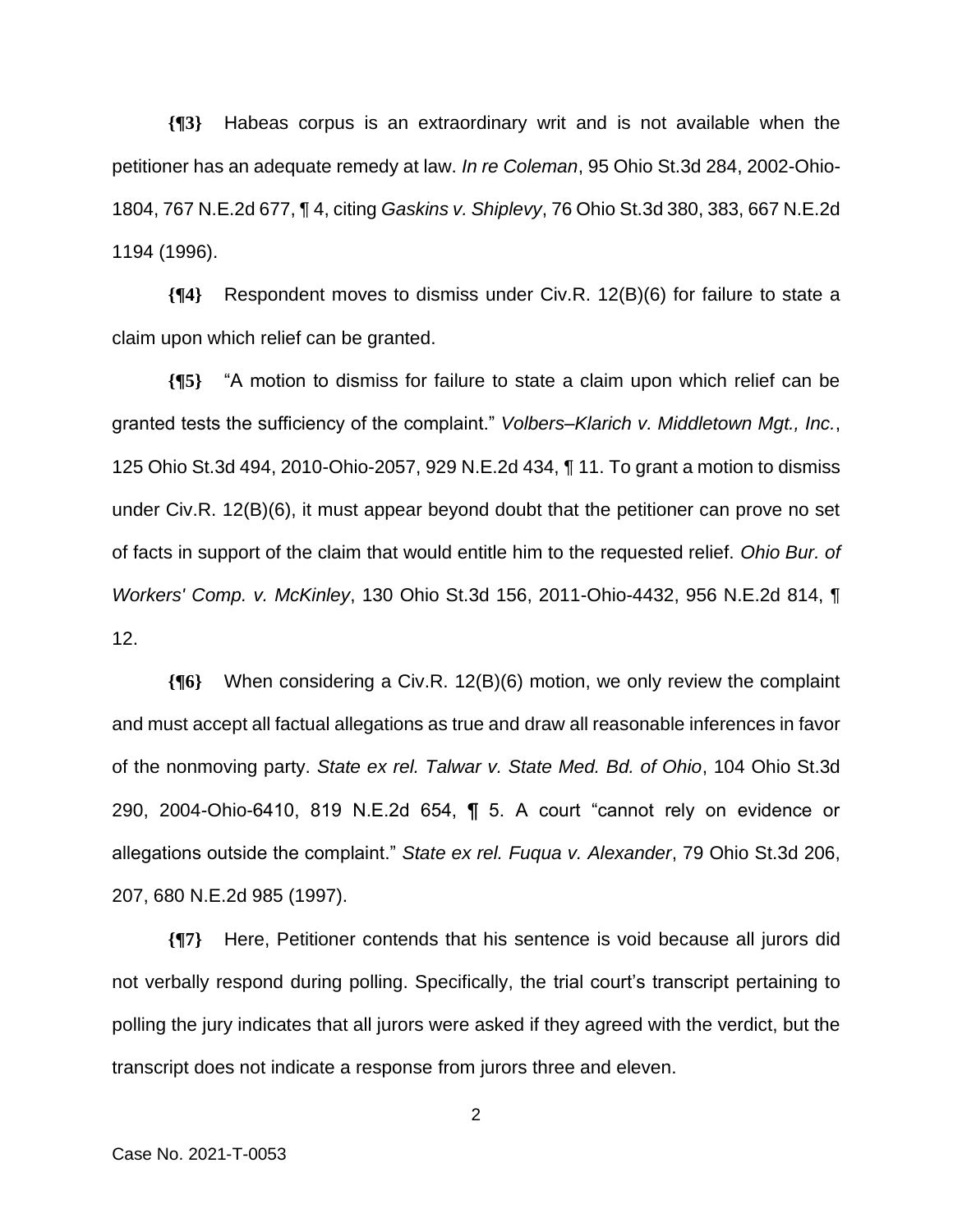**{¶3}** Habeas corpus is an extraordinary writ and is not available when the petitioner has an adequate remedy at law. *In re Coleman*, 95 Ohio St.3d 284, 2002-Ohio-1804, 767 N.E.2d 677, ¶ 4, citing *Gaskins v. Shiplevy*, 76 Ohio St.3d 380, 383, 667 N.E.2d 1194 (1996).

**{¶4}** Respondent moves to dismiss under Civ.R. 12(B)(6) for failure to state a claim upon which relief can be granted.

**{¶5}** "A motion to dismiss for failure to state a claim upon which relief can be granted tests the sufficiency of the complaint." *Volbers–Klarich v. Middletown Mgt., Inc.*, 125 Ohio St.3d 494, 2010-Ohio-2057, 929 N.E.2d 434, ¶ 11. To grant a motion to dismiss under Civ.R. 12(B)(6), it must appear beyond doubt that the petitioner can prove no set of facts in support of the claim that would entitle him to the requested relief. *Ohio Bur. of Workers' Comp. v. McKinley*, 130 Ohio St.3d 156, 2011-Ohio-4432, 956 N.E.2d 814, ¶ 12.

**{¶6}** When considering a Civ.R. 12(B)(6) motion, we only review the complaint and must accept all factual allegations as true and draw all reasonable inferences in favor of the nonmoving party. *State ex rel. Talwar v. State Med. Bd. of Ohio*, 104 Ohio St.3d 290, 2004-Ohio-6410, 819 N.E.2d 654, ¶ 5. A court "cannot rely on evidence or allegations outside the complaint." *State ex rel. Fuqua v. Alexander*, 79 Ohio St.3d 206, 207, 680 N.E.2d 985 (1997).

**{¶7}** Here, Petitioner contends that his sentence is void because all jurors did not verbally respond during polling. Specifically, the trial court's transcript pertaining to polling the jury indicates that all jurors were asked if they agreed with the verdict, but the transcript does not indicate a response from jurors three and eleven.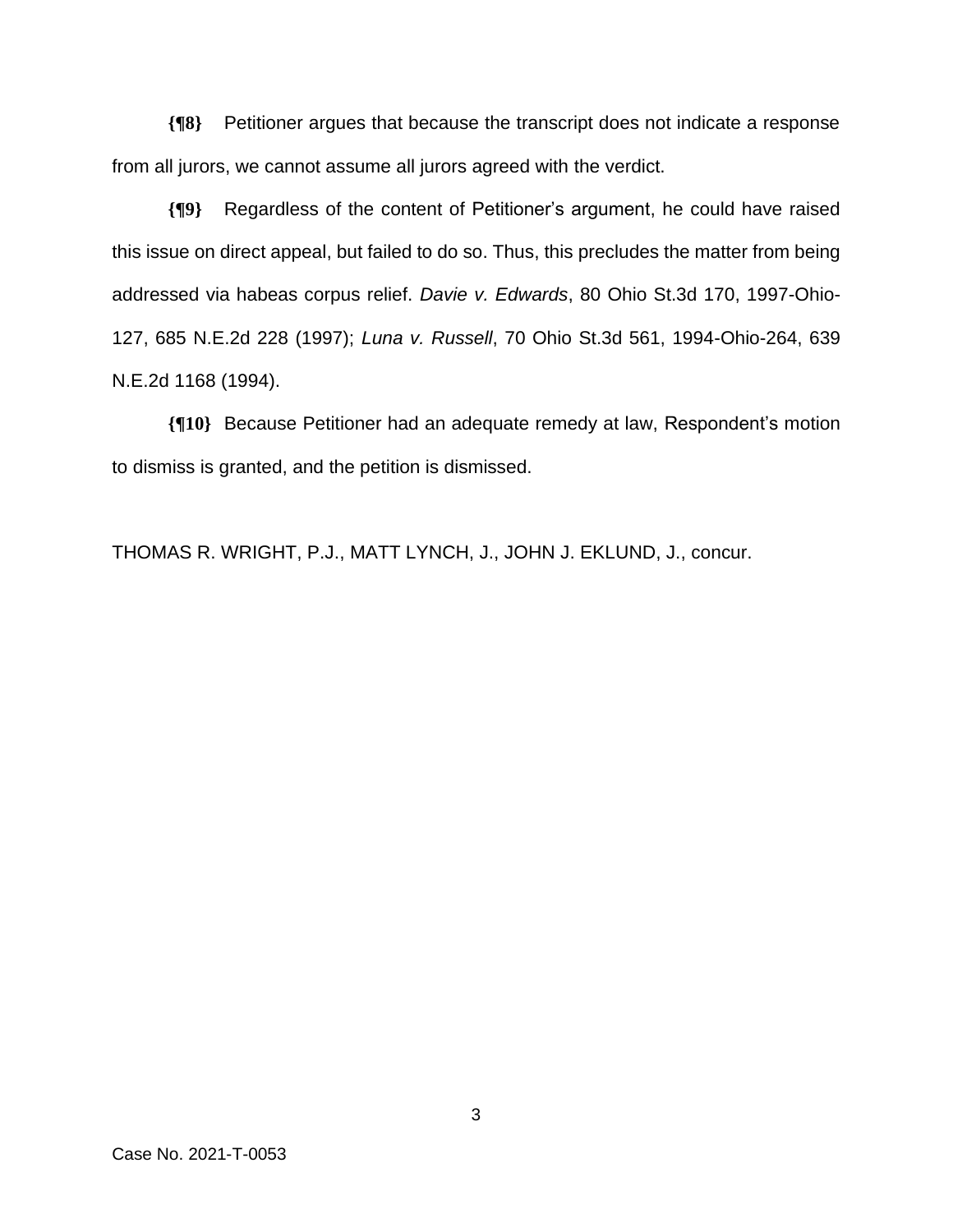**{¶8}** Petitioner argues that because the transcript does not indicate a response from all jurors, we cannot assume all jurors agreed with the verdict.

**{¶9}** Regardless of the content of Petitioner's argument, he could have raised this issue on direct appeal, but failed to do so. Thus, this precludes the matter from being addressed via habeas corpus relief. *Davie v. Edwards*, 80 Ohio St.3d 170, 1997-Ohio-127, 685 N.E.2d 228 (1997); *Luna v. Russell*, 70 Ohio St.3d 561, 1994-Ohio-264, 639 N.E.2d 1168 (1994).

**{¶10}** Because Petitioner had an adequate remedy at law, Respondent's motion to dismiss is granted, and the petition is dismissed.

THOMAS R. WRIGHT, P.J., MATT LYNCH, J., JOHN J. EKLUND, J., concur.

Case No. 2021-T-0053